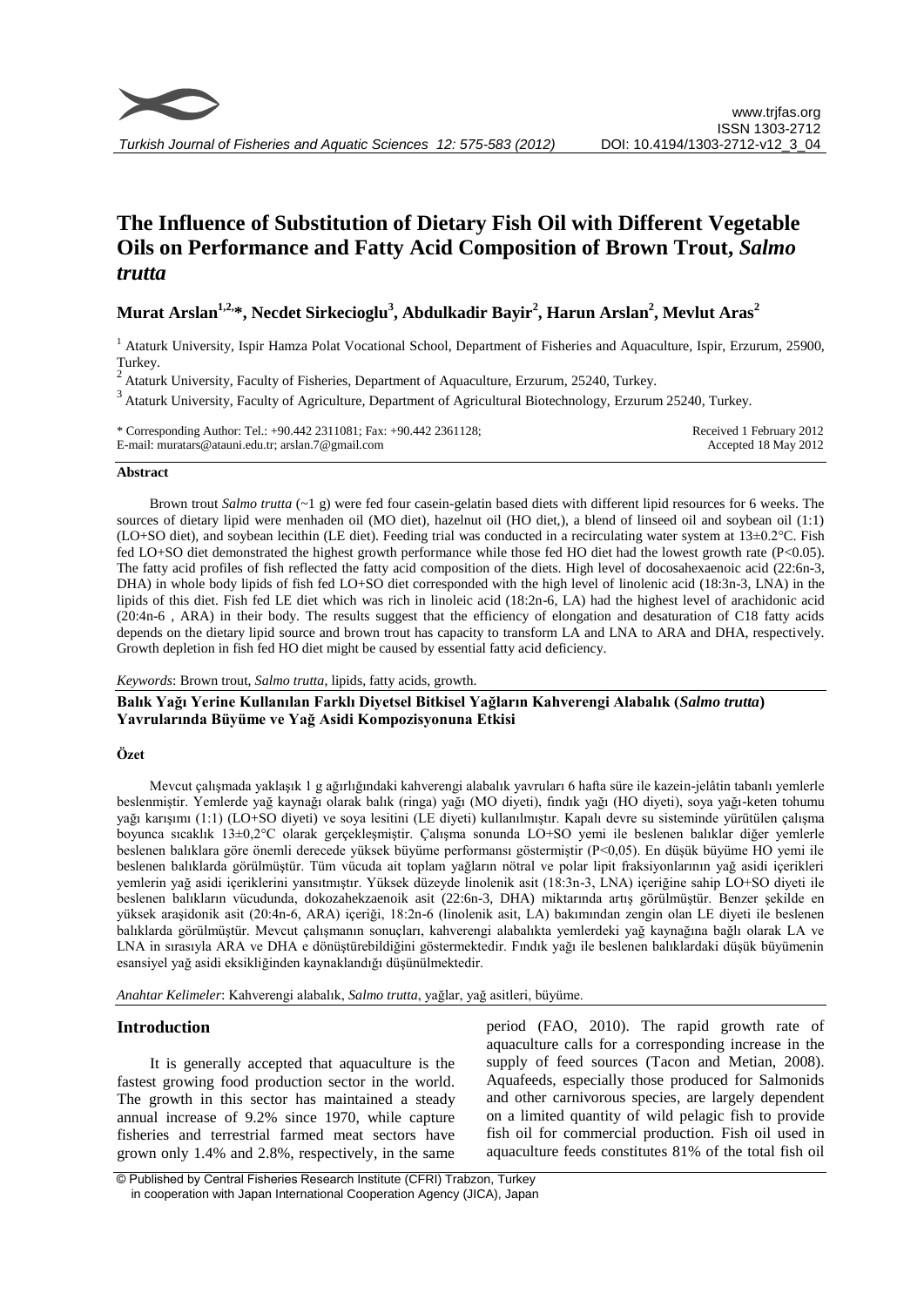# The Influence of Substitution of Dietary Fish Oil with Different Vegetable Oils on Performance and Fatty Acid Composition of Brown Trout, *Salmo trutta*

**Murat Arslan[1,2,*], Necdet Sirkecioglu[3], Abdulkadir Bayir[2], Harun Arslan[2], Mevlut Aras[2]**

[1] Ataturk University, Ispir Hamza Polat Vocational School, Department of Fisheries and Aquaculture, Ispir, Erzurum, 25900, Turkey.

[2] Ataturk University, Faculty of Fisheries, Department of Aquaculture, Erzurum, 25240, Turkey.

[3] Ataturk University, Faculty of Agriculture, Department of Agricultural Biotechnology, Erzurum 25240, Turkey.

\* Corresponding Author: Tel.: +90.442 2311081; Fax: +90.442 2361128;
E-mail: muratars@atauni.edu.tr; arslan.7@gmail.com

Received 1 February 2012
Accepted 18 May 2012

#### Abstract

Brown trout *Salmo trutta* (~1 g) were fed four casein-gelatin based diets with different lipid resources for 6 weeks. The sources of dietary lipid were menhaden oil (MO diet), hazelnut oil (HO diet,), a blend of linseed oil and soybean oil (1:1) (LO+SO diet), and soybean lecithin (LE diet). Feeding trial was conducted in a recirculating water system at 13±0.2°C. Fish fed LO+SO diet demonstrated the highest growth performance while those fed HO diet had the lowest growth rate ($P<0.05$). The fatty acid profiles of fish reflected the fatty acid composition of the diets. High level of docosahexaenoic acid (22:6n-3, DHA) in whole body lipids of fish fed LO+SO diet corresponded with the high level of linolenic acid (18:3n-3, LNA) in the lipids of this diet. Fish fed LE diet which was rich in linoleic acid (18:2n-6, LA) had the highest level of arachidonic acid (20:4n-6 , ARA) in their body. The results suggest that the efficiency of elongation and desaturation of C18 fatty acids depends on the dietary lipid source and brown trout has capacity to transform LA and LNA to ARA and DHA, respectively. Growth depletion in fish fed HO diet might be caused by essential fatty acid deficiency.

*Keywords*: Brown trout, *Salmo trutta*, lipids, fatty acids, growth.

#### Balık Yağı Yerine Kullanılan Farklı Diyetsel Bitkisel Yağların Kahverengi Alabalık (*Salmo trutta*) Yavrularında Büyüme ve Yağ Asidi Kompozisyonuna Etkisi

#### Özet

Mevcut çalışmada yaklaşık 1 g ağırlığındaki kahverengi alabalık yavruları 6 hafta süre ile kazein-jelâtin tabanlı yemlerle beslenmiştir. Yemlerde yağ kaynağı olarak balık (ringa) yağı (MO diyeti), fındık yağı (HO diyeti), soya yağı-keten tohumu yağı karışımı (1:1) (LO+SO diyeti) ve soya lesitini (LE diyeti) kullanılmıştır. Kapalı devre su sisteminde yürütülen çalışma boyunca sıcaklık 13±0,2°C olarak gerçekleşmiştir. Çalışma sonunda LO+SO yemi ile beslenen balıklar diğer yemlerle beslenen balıklara göre önemli derecede yüksek büyüme performansı göstermiştir ($P<0,05$). En düşük büyüme HO yemi ile beslenen balıklarda görülmüştür. Tüm vücuda ait toplam yağların nötral ve polar lipit fraksiyonlarının yağ asidi içerikleri yemlerin yağ asidi içeriklerini yansıtmıştır. Yüksek düzeyde linolenik asit (18:3n-3, LNA) içeriğine sahip LO+SO diyeti ile beslenen balıkların vücudunda, dokozahekzaenoik asit (22:6n-3, DHA) miktarında artış görülmüştür. Benzer şekilde en yüksek araşidonik asit (20:4n-6, ARA) içeriği, 18:2n-6 (linolenik asit, LA) bakımından zengin olan LE diyeti ile beslenen balıklarda görülmüştür. Mevcut çalışmanın sonuçları, kahverengi alabalıkta yemlerdeki yağ kaynağına bağlı olarak LA ve LNA in sırasıyla ARA ve DHA e dönüştürebildiğini göstermektedir. Fındık yağı ile beslenen balıklardaki düşük büyümenin esansiyel yağ asidi eksikliğinden kaynaklandığı düşünülmektedir.

*Anahtar Kelimeler*: Kahverengi alabalık, *Salmo trutta*, yağlar, yağ asitleri, büyüme.

## Introduction

It is generally accepted that aquaculture is the fastest growing food production sector in the world. The growth in this sector has maintained a steady annual increase of 9.2% since 1970, while capture fisheries and terrestrial farmed meat sectors have grown only 1.4% and 2.8%, respectively, in the same period (FAO, 2010). The rapid growth rate of aquaculture calls for a corresponding increase in the supply of feed sources (Tacon and Metian, 2008). Aquafeeds, especially those produced for Salmonids and other carnivorous species, are largely dependent on a limited quantity of wild pelagic fish to provide fish oil for commercial production. Fish oil used in aquaculture feeds constitutes 81% of the total fish oil

© Published by Central Fisheries Research Institute (CFRI) Trabzon, Turkey
in cooperation with Japan International Cooperation Agency (JICA), Japan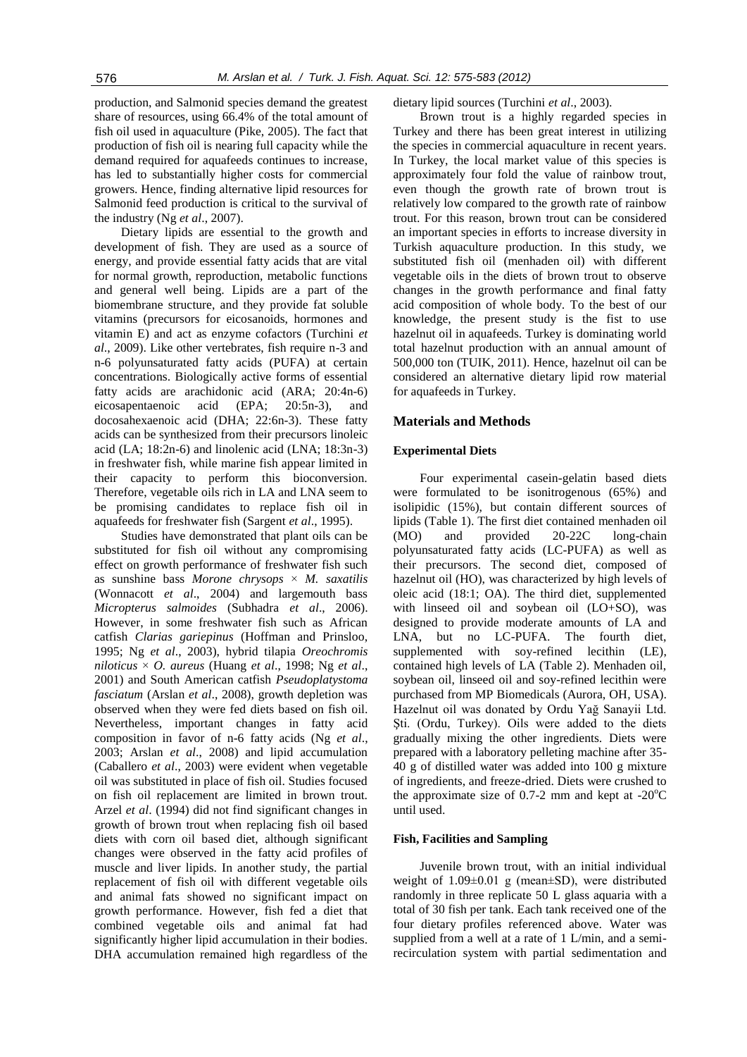production, and Salmonid species demand the greatest share of resources, using 66.4% of the total amount of fish oil used in aquaculture (Pike, 2005). The fact that production of fish oil is nearing full capacity while the demand required for aquafeeds continues to increase, has led to substantially higher costs for commercial growers. Hence, finding alternative lipid resources for Salmonid feed production is critical to the survival of the industry (Ng *et al*., 2007).

Dietary lipids are essential to the growth and development of fish. They are used as a source of energy, and provide essential fatty acids that are vital for normal growth, reproduction, metabolic functions and general well being. Lipids are a part of the biomembrane structure, and they provide fat soluble vitamins (precursors for eicosanoids, hormones and vitamin E) and act as enzyme cofactors (Turchini *et al*., 2009). Like other vertebrates, fish require n-3 and n-6 polyunsaturated fatty acids (PUFA) at certain concentrations. Biologically active forms of essential fatty acids are arachidonic acid (ARA; 20:4n-6) eicosapentaenoic acid (EPA; 20:5n-3), and docosahexaenoic acid (DHA; 22:6n-3). These fatty acids can be synthesized from their precursors linoleic acid (LA; 18:2n-6) and linolenic acid (LNA; 18:3n-3) in freshwater fish, while marine fish appear limited in their capacity to perform this bioconversion. Therefore, vegetable oils rich in LA and LNA seem to be promising candidates to replace fish oil in aquafeeds for freshwater fish (Sargent *et al*., 1995).

Studies have demonstrated that plant oils can be substituted for fish oil without any compromising effect on growth performance of freshwater fish such as sunshine bass *Morone chrysops* × *M. saxatilis* (Wonnacott *et al*., 2004) and largemouth bass *Micropterus salmoides* (Subhadra *et al*., 2006). However, in some freshwater fish such as African catfish *Clarias gariepinus* (Hoffman and Prinsloo, 1995; Ng *et al*., 2003), hybrid tilapia *Oreochromis niloticus* × *O. aureus* (Huang *et al*., 1998; Ng *et al*., 2001) and South American catfish *Pseudoplatystoma fasciatum* (Arslan *et al*., 2008), growth depletion was observed when they were fed diets based on fish oil. Nevertheless, important changes in fatty acid composition in favor of n-6 fatty acids (Ng *et al*., 2003; Arslan *et al*., 2008) and lipid accumulation (Caballero *et al*., 2003) were evident when vegetable oil was substituted in place of fish oil. Studies focused on fish oil replacement are limited in brown trout. Arzel *et al*. (1994) did not find significant changes in growth of brown trout when replacing fish oil based diets with corn oil based diet, although significant changes were observed in the fatty acid profiles of muscle and liver lipids. In another study, the partial replacement of fish oil with different vegetable oils and animal fats showed no significant impact on growth performance. However, fish fed a diet that combined vegetable oils and animal fat had significantly higher lipid accumulation in their bodies. DHA accumulation remained high regardless of the dietary lipid sources (Turchini *et al*., 2003).

Brown trout is a highly regarded species in Turkey and there has been great interest in utilizing the species in commercial aquaculture in recent years. In Turkey, the local market value of this species is approximately four fold the value of rainbow trout, even though the growth rate of brown trout is relatively low compared to the growth rate of rainbow trout. For this reason, brown trout can be considered an important species in efforts to increase diversity in Turkish aquaculture production. In this study, we substituted fish oil (menhaden oil) with different vegetable oils in the diets of brown trout to observe changes in the growth performance and final fatty acid composition of whole body. To the best of our knowledge, the present study is the fist to use hazelnut oil in aquafeeds. Turkey is dominating world total hazelnut production with an annual amount of 500,000 ton (TUIK, 2011). Hence, hazelnut oil can be considered an alternative dietary lipid row material for aquafeeds in Turkey.

## Materials and Methods

### Experimental Diets

Four experimental casein-gelatin based diets were formulated to be isonitrogenous (65%) and isolipidic (15%), but contain different sources of lipids (Table 1). The first diet contained menhaden oil (MO) and provided 20-22C long-chain polyunsaturated fatty acids (LC-PUFA) as well as their precursors. The second diet, composed of hazelnut oil (HO), was characterized by high levels of oleic acid (18:1; OA). The third diet, supplemented with linseed oil and soybean oil (LO+SO), was designed to provide moderate amounts of LA and LNA, but no LC-PUFA. The fourth diet, supplemented with soy-refined lecithin (LE), contained high levels of LA (Table 2). Menhaden oil, soybean oil, linseed oil and soy-refined lecithin were purchased from MP Biomedicals (Aurora, OH, USA). Hazelnut oil was donated by Ordu Yağ Sanayii Ltd. Şti. (Ordu, Turkey). Oils were added to the diets gradually mixing the other ingredients. Diets were prepared with a laboratory pelleting machine after 35-40 g of distilled water was added into 100 g mixture of ingredients, and freeze-dried. Diets were crushed to the approximate size of 0.7-2 mm and kept at -20°C until used.

### Fish, Facilities and Sampling

Juvenile brown trout, with an initial individual weight of 1.09±0.01 g (mean±SD), were distributed randomly in three replicate 50 L glass aquaria with a total of 30 fish per tank. Each tank received one of the four dietary profiles referenced above. Water was supplied from a well at a rate of 1 L/min, and a semi-recirculation system with partial sedimentation and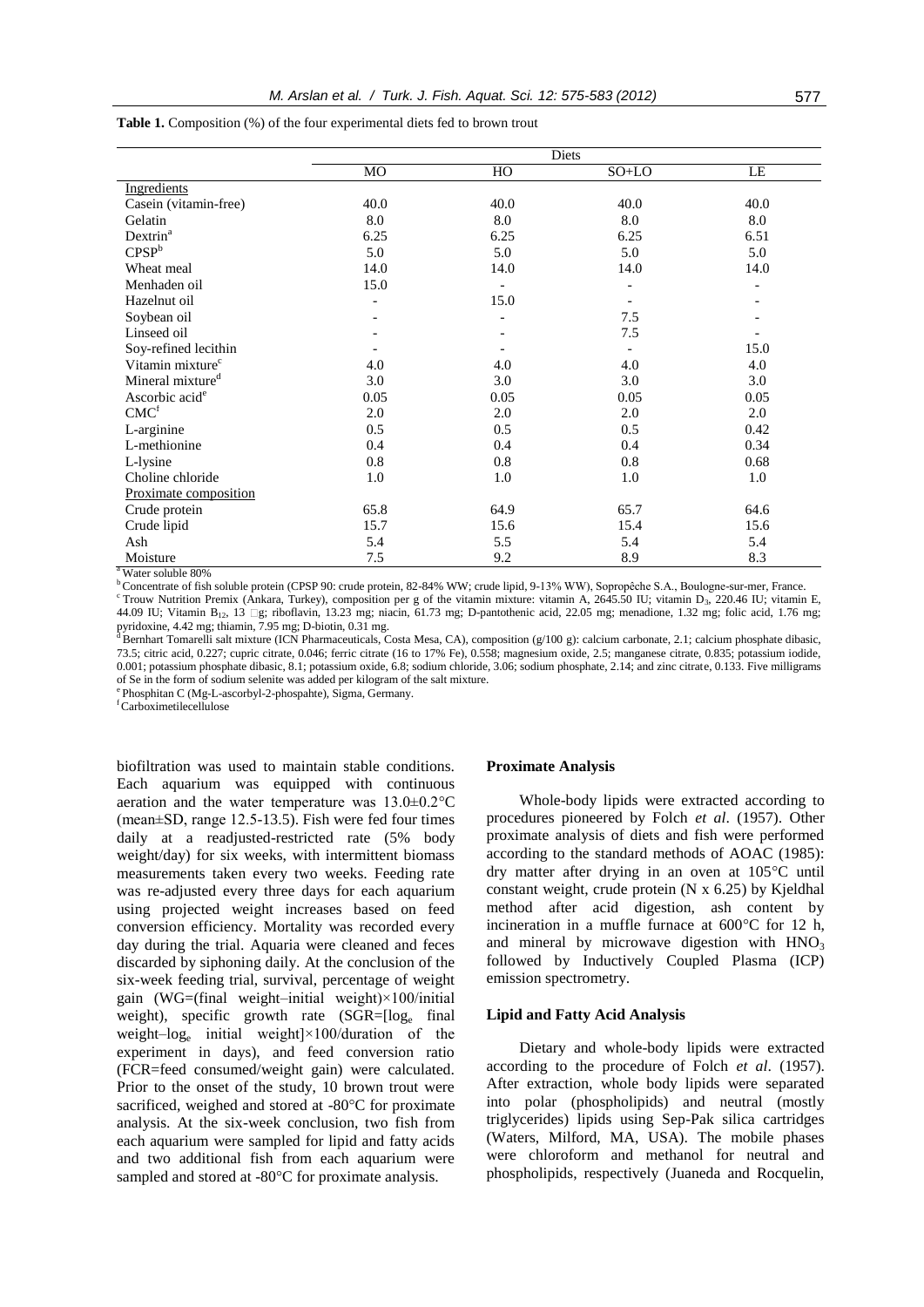**Table 1.** Composition (%) of the four experimental diets fed to brown trout

| | Diets | | | |
|---|---|---|---|---|
| | MO | HO | SO+LO | LE |
| Ingredients | | | | |
| Casein (vitamin-free) | 40.0 | 40.0 | 40.0 | 40.0 |
| Gelatin | 8.0 | 8.0 | 8.0 | 8.0 |
| Dextrin[a] | 6.25 | 6.25 | 6.25 | 6.51 |
| CPSP[b] | 5.0 | 5.0 | 5.0 | 5.0 |
| Wheat meal | 14.0 | 14.0 | 14.0 | 14.0 |
| Menhaden oil | 15.0 | - | - | - |
| Hazelnut oil | - | 15.0 | - | - |
| Soybean oil | - | - | 7.5 | - |
| Linseed oil | - | - | 7.5 | - |
| Soy-refined lecithin | - | - | - | 15.0 |
| Vitamin mixture[c] | 4.0 | 4.0 | 4.0 | 4.0 |
| Mineral mixture[d] | 3.0 | 3.0 | 3.0 | 3.0 |
| Ascorbic acid[e] | 0.05 | 0.05 | 0.05 | 0.05 |
| CMC[f] | 2.0 | 2.0 | 2.0 | 2.0 |
| L-arginine | 0.5 | 0.5 | 0.5 | 0.42 |
| L-methionine | 0.4 | 0.4 | 0.4 | 0.34 |
| L-lysine | 0.8 | 0.8 | 0.8 | 0.68 |
| Choline chloride | 1.0 | 1.0 | 1.0 | 1.0 |
| Proximate composition | | | | |
| Crude protein | 65.8 | 64.9 | 65.7 | 64.6 |
| Crude lipid | 15.7 | 15.6 | 15.4 | 15.6 |
| Ash | 5.4 | 5.5 | 5.4 | 5.4 |
| Moisture | 7.5 | 9.2 | 8.9 | 8.3 |

[a] Water soluble 80%

[b] Concentrate of fish soluble protein (CPSP 90: crude protein, 82-84% WW; crude lipid, 9-13% WW), Sopropêche S.A., Boulogne-sur-mer, France.

[c] Trouw Nutrition Premix (Ankara, Turkey), composition per g of the vitamin mixture: vitamin A, 2645.50 IU; vitamin $D_3$, 220.46 IU; vitamin E, 44.09 IU; Vitamin $B_{12}$, 13 □g; riboflavin, 13.23 mg; niacin, 61.73 mg; D-pantothenic acid, 22.05 mg; menadione, 1.32 mg; folic acid, 1.76 mg; pyridoxine, 4.42 mg; thiamin, 7.95 mg; D-biotin, 0.31 mg.

[d] Bernhart Tomarelli salt mixture (ICN Pharmaceuticals, Costa Mesa, CA), composition (g/100 g): calcium carbonate, 2.1; calcium phosphate dibasic, 73.5; citric acid, 0.227; cupric citrate, 0.046; ferric citrate (16 to 17% Fe), 0.558; magnesium oxide, 2.5; manganese citrate, 0.835; potassium iodide, 0.001; potassium phosphate dibasic, 8.1; potassium oxide, 6.8; sodium chloride, 3.06; sodium phosphate, 2.14; and zinc citrate, 0.133. Five milligrams of Se in the form of sodium selenite was added per kilogram of the salt mixture.

[e] Phosphitan C (Mg-L-ascorbyl-2-phospahte), Sigma, Germany.

[f] Carboximetilecellulose

biofiltration was used to maintain stable conditions. Each aquarium was equipped with continuous aeration and the water temperature was 13.0±0.2°C (mean±SD, range 12.5-13.5). Fish were fed four times daily at a readjusted-restricted rate (5% body weight/day) for six weeks, with intermittent biomass measurements taken every two weeks. Feeding rate was re-adjusted every three days for each aquarium using projected weight increases based on feed conversion efficiency. Mortality was recorded every day during the trial. Aquaria were cleaned and feces discarded by siphoning daily. At the conclusion of the six-week feeding trial, survival, percentage of weight gain (WG=(final weight–initial weight)×100/initial weight), specific growth rate (SGR=[$\log_e$ final weight–$\log_e$ initial weight]×100/duration of the experiment in days), and feed conversion ratio (FCR=feed consumed/weight gain) were calculated. Prior to the onset of the study, 10 brown trout were sacrificed, weighed and stored at -80°C for proximate analysis. At the six-week conclusion, two fish from each aquarium were sampled for lipid and fatty acids and two additional fish from each aquarium were sampled and stored at -80°C for proximate analysis.

### Proximate Analysis

Whole-body lipids were extracted according to procedures pioneered by Folch *et al*. (1957). Other proximate analysis of diets and fish were performed according to the standard methods of AOAC (1985): dry matter after drying in an oven at 105°C until constant weight, crude protein (N x 6.25) by Kjeldhal method after acid digestion, ash content by incineration in a muffle furnace at 600°C for 12 h, and mineral by microwave digestion with $HNO_3$ followed by Inductively Coupled Plasma (ICP) emission spectrometry.

### Lipid and Fatty Acid Analysis

Dietary and whole-body lipids were extracted according to the procedure of Folch *et al*. (1957). After extraction, whole body lipids were separated into polar (phospholipids) and neutral (mostly triglycerides) lipids using Sep-Pak silica cartridges (Waters, Milford, MA, USA). The mobile phases were chloroform and methanol for neutral and phospholipids, respectively (Juaneda and Rocquelin,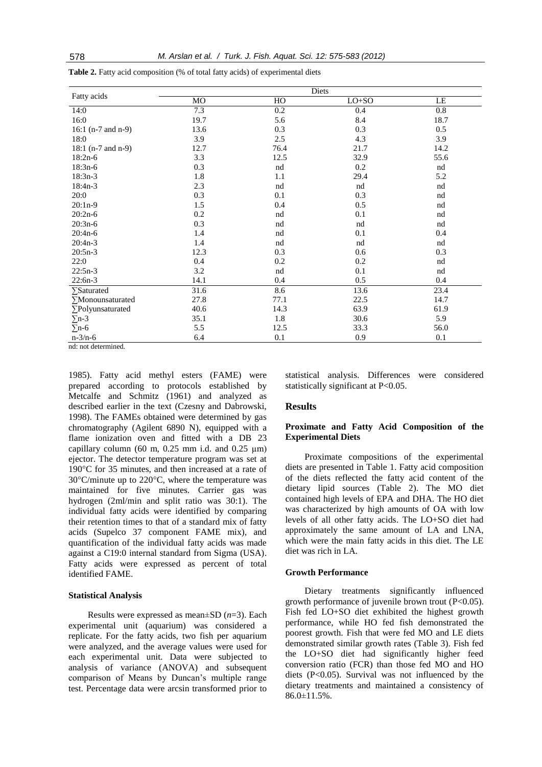**Table 2.** Fatty acid composition (% of total fatty acids) of experimental diets

| Fatty acids | Diets | | | |
|---|---|---|---|---|
| | MO | HO | LO+SO | LE |
| 14:0 | 7.3 | 0.2 | 0.4 | 0.8 |
| 16:0 | 19.7 | 5.6 | 8.4 | 18.7 |
| 16:1 (n-7 and n-9) | 13.6 | 0.3 | 0.3 | 0.5 |
| 18:0 | 3.9 | 2.5 | 4.3 | 3.9 |
| 18:1 (n-7 and n-9) | 12.7 | 76.4 | 21.7 | 14.2 |
| 18:2n-6 | 3.3 | 12.5 | 32.9 | 55.6 |
| 18:3n-6 | 0.3 | nd | 0.2 | nd |
| 18:3n-3 | 1.8 | 1.1 | 29.4 | 5.2 |
| 18:4n-3 | 2.3 | nd | nd | nd |
| 20:0 | 0.3 | 0.1 | 0.3 | nd |
| 20:1n-9 | 1.5 | 0.4 | 0.5 | nd |
| 20:2n-6 | 0.2 | nd | 0.1 | nd |
| 20:3n-6 | 0.3 | nd | nd | nd |
| 20:4n-6 | 1.4 | nd | 0.1 | 0.4 |
| 20:4n-3 | 1.4 | nd | nd | nd |
| 20:5n-3 | 12.3 | 0.3 | 0.6 | 0.3 |
| 22:0 | 0.4 | 0.2 | 0.2 | nd |
| 22:5n-3 | 3.2 | nd | 0.1 | nd |
| 22:6n-3 | 14.1 | 0.4 | 0.5 | 0.4 |
| ∑Saturated | 31.6 | 8.6 | 13.6 | 23.4 |
| ∑Monounsaturated | 27.8 | 77.1 | 22.5 | 14.7 |
| ∑Polyunsaturated | 40.6 | 14.3 | 63.9 | 61.9 |
| ∑n-3 | 35.1 | 1.8 | 30.6 | 5.9 |
| ∑n-6 | 5.5 | 12.5 | 33.3 | 56.0 |
| n-3/n-6 | 6.4 | 0.1 | 0.9 | 0.1 |

nd: not determined.

1985). Fatty acid methyl esters (FAME) were prepared according to protocols established by Metcalfe and Schmitz (1961) and analyzed as described earlier in the text (Czesny and Dabrowski, 1998). The FAMEs obtained were determined by gas chromatography (Agilent 6890 N), equipped with a flame ionization oven and fitted with a DB 23 capillary column (60 m, 0.25 mm i.d. and 0.25 μm) ejector. The detector temperature program was set at 190°C for 35 minutes, and then increased at a rate of 30°C/minute up to 220°C, where the temperature was maintained for five minutes. Carrier gas was hydrogen (2ml/min and split ratio was 30:1). The individual fatty acids were identified by comparing their retention times to that of a standard mix of fatty acids (Supelco 37 component FAME mix), and quantification of the individual fatty acids was made against a C19:0 internal standard from Sigma (USA). Fatty acids were expressed as percent of total identified FAME.

### Statistical Analysis

Results were expressed as mean±SD (*n*=3). Each experimental unit (aquarium) was considered a replicate. For the fatty acids, two fish per aquarium were analyzed, and the average values were used for each experimental unit. Data were subjected to analysis of variance (ANOVA) and subsequent comparison of Means by Duncan's multiple range test. Percentage data were arcsin transformed prior to statistical analysis. Differences were considered statistically significant at $P<0.05$.

## Results

### Proximate and Fatty Acid Composition of the Experimental Diets

Proximate compositions of the experimental diets are presented in Table 1. Fatty acid composition of the diets reflected the fatty acid content of the dietary lipid sources (Table 2). The MO diet contained high levels of EPA and DHA. The HO diet was characterized by high amounts of OA with low levels of all other fatty acids. The LO+SO diet had approximately the same amount of LA and LNA, which were the main fatty acids in this diet. The LE diet was rich in LA.

### Growth Performance

Dietary treatments significantly influenced growth performance of juvenile brown trout ($P<0.05$). Fish fed LO+SO diet exhibited the highest growth performance, while HO fed fish demonstrated the poorest growth. Fish that were fed MO and LE diets demonstrated similar growth rates (Table 3). Fish fed the LO+SO diet had significantly higher feed conversion ratio (FCR) than those fed MO and HO diets ($P<0.05$). Survival was not influenced by the dietary treatments and maintained a consistency of 86.0±11.5%.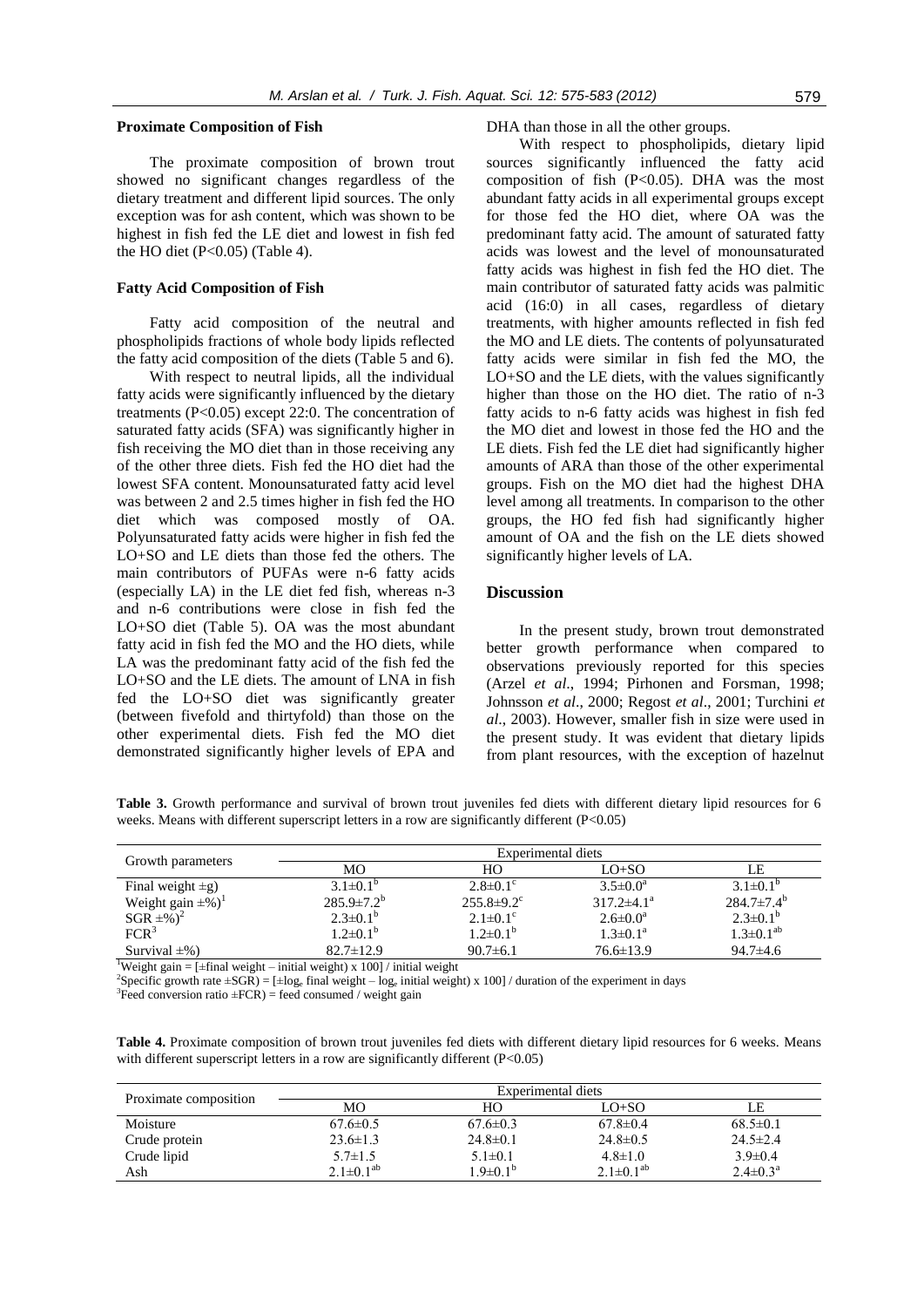### Proximate Composition of Fish

The proximate composition of brown trout showed no significant changes regardless of the dietary treatment and different lipid sources. The only exception was for ash content, which was shown to be highest in fish fed the LE diet and lowest in fish fed the HO diet ($P<0.05$) (Table 4).

### Fatty Acid Composition of Fish

Fatty acid composition of the neutral and phospholipids fractions of whole body lipids reflected the fatty acid composition of the diets (Table 5 and 6).

With respect to neutral lipids, all the individual fatty acids were significantly influenced by the dietary treatments ($P<0.05$) except 22:0. The concentration of saturated fatty acids (SFA) was significantly higher in fish receiving the MO diet than in those receiving any of the other three diets. Fish fed the HO diet had the lowest SFA content. Monounsaturated fatty acid level was between 2 and 2.5 times higher in fish fed the HO diet which was composed mostly of OA. Polyunsaturated fatty acids were higher in fish fed the LO+SO and LE diets than those fed the others. The main contributors of PUFAs were n-6 fatty acids (especially LA) in the LE diet fed fish, whereas n-3 and n-6 contributions were close in fish fed the LO+SO diet (Table 5). OA was the most abundant fatty acid in fish fed the MO and the HO diets, while LA was the predominant fatty acid of the fish fed the LO+SO and the LE diets. The amount of LNA in fish fed the LO+SO diet was significantly greater (between fivefold and thirtyfold) than those on the other experimental diets. Fish fed the MO diet demonstrated significantly higher levels of EPA and DHA than those in all the other groups.

With respect to phospholipids, dietary lipid sources significantly influenced the fatty acid composition of fish ($P<0.05$). DHA was the most abundant fatty acids in all experimental groups except for those fed the HO diet, where OA was the predominant fatty acid. The amount of saturated fatty acids was lowest and the level of monounsaturated fatty acids was highest in fish fed the HO diet. The main contributor of saturated fatty acids was palmitic acid (16:0) in all cases, regardless of dietary treatments, with higher amounts reflected in fish fed the MO and LE diets. The contents of polyunsaturated fatty acids were similar in fish fed the MO, the LO+SO and the LE diets, with the values significantly higher than those on the HO diet. The ratio of n-3 fatty acids to n-6 fatty acids was highest in fish fed the MO diet and lowest in those fed the HO and the LE diets. Fish fed the LE diet had significantly higher amounts of ARA than those of the other experimental groups. Fish on the MO diet had the highest DHA level among all treatments. In comparison to the other groups, the HO fed fish had significantly higher amount of OA and the fish on the LE diets showed significantly higher levels of LA.

## Discussion

In the present study, brown trout demonstrated better growth performance when compared to observations previously reported for this species (Arzel *et al*., 1994; Pirhonen and Forsman, 1998; Johnsson *et al*., 2000; Regost *et al*., 2001; Turchini *et al*., 2003). However, smaller fish in size were used in the present study. It was evident that dietary lipids from plant resources, with the exception of hazelnut

**Table 3.** Growth performance and survival of brown trout juveniles fed diets with different dietary lipid resources for 6 weeks. Means with different superscript letters in a row are significantly different ($P<0.05$)

| Growth parameters | Experimental diets | | | |
|---|---|---|---|---|
| | MO | HO | LO+SO | LE |
| Final weight ±g) | $3.1\pm0.1^{b}$ | $2.8\pm0.1^{c}$ | $3.5\pm0.0^{a}$ | $3.1\pm0.1^{b}$ |
| Weight gain ±%)[1] | $285.9\pm7.2^{b}$ | $255.8\pm9.2^{c}$ | $317.2\pm4.1^{a}$ | $284.7\pm7.4^{b}$ |
| SGR ±%)[2] | $2.3\pm0.1^{b}$ | $2.1\pm0.1^{c}$ | $2.6\pm0.0^{a}$ | $2.3\pm0.1^{b}$ |
| FCR[3] | $1.2\pm0.1^{b}$ | $1.2\pm0.1^{b}$ | $1.3\pm0.1^{a}$ | $1.3\pm0.1^{ab}$ |
| Survival ±%) | 82.7±12.9 | 90.7±6.1 | 76.6±13.9 | 94.7±4.6 |

[1]Weight gain = [±final weight – initial weight) x 100] / initial weight
[2]Specific growth rate ±SGR) = [±log$_e$ final weight – log$_e$ initial weight) x 100] / duration of the experiment in days
[3]Feed conversion ratio ±FCR) = feed consumed / weight gain

**Table 4.** Proximate composition of brown trout juveniles fed diets with different dietary lipid resources for 6 weeks. Means with different superscript letters in a row are significantly different ($P<0.05$)

| Proximate composition | Experimental diets | | | |
|---|---|---|---|---|
| | MO | HO | LO+SO | LE |
| Moisture | 67.6±0.5 | 67.6±0.3 | 67.8±0.4 | 68.5±0.1 |
| Crude protein | 23.6±1.3 | 24.8±0.1 | 24.8±0.5 | 24.5±2.4 |
| Crude lipid | 5.7±1.5 | 5.1±0.1 | 4.8±1.0 | 3.9±0.4 |
| Ash | $2.1\pm0.1^{ab}$ | $1.9\pm0.1^{b}$ | $2.1\pm0.1^{ab}$ | $2.4\pm0.3^{a}$ |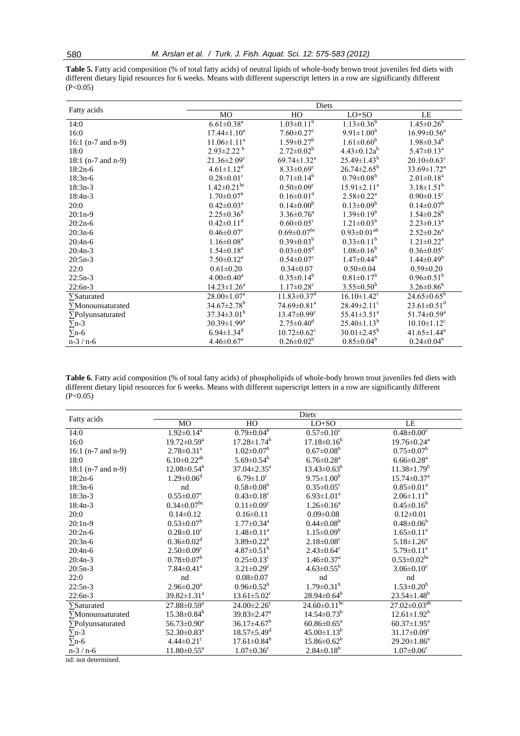**Table 5.** Fatty acid composition (% of total fatty acids) of neutral lipids of whole-body brown trout juveniles fed diets with different dietary lipid resources for 6 weeks. Means with different superscript letters in a row are significantly different (P<0.05)

| Fatty acids | Diets | | | |
|---|---|---|---|---|
| | MO | HO | LO+SO | LE |
| 14:0 | 6.61±0.38[a] | 1.03±0.11[b] | 1.13±0.36[b] | 1.45±0.26[b] |
| 16:0 | 17.44±1.10[a] | 7.60±0.27[c] | 9.91±1.00[b] | 16.99±0.56[a] |
| 16:1 (n-7 and n-9) | 11.06±1.11[a] | 1.59±0.27[b] | 1.61±0.60[b] | 1.98±0.34[b] |
| 18:0 | 2.93±2.22 [b] | 2.72±0.02[b] | 4.43±0.12a[b] | 5.47±0.13[a] |
| 18:1 (n-7 and n-9) | 21.36±2.09[c] | 69.74±1.32[a] | 25.49±1.43[b] | 20.10±0.63[c] |
| 18:2n-6 | 4.61±1.12[d] | 8.33±0.69[c] | 26.74±2.65[b] | 33.69±1.72[a] |
| 18:3n-6 | 0.28±0.01[c] | 0.71±0.14[b] | 0.79±0.08[b] | 2.01±0.18[a] |
| 18:3n-3 | 1.42±0.21[bc] | 0.50±0.09[c] | 15.91±2.11[a] | 3.18±1.51[b] |
| 18:4n-3 | 1.70±0.07[b] | 0.16±0.01[d] | 2.58±0.22[a] | 0.90±0.15[c] |
| 20:0 | 0.42±0.03[a] | 0.14±0.00[b] | 0.13±0.09[b] | 0.14±0.07[b] |
| 20:1n-9 | 2.25±0.36[b] | 3.36±0.76[a] | 1.39±0.19[b] | 1.54±0.28[b] |
| 20:2n-6 | 0.42±0.11[d] | 0.60±0.05[c] | 1.21±0.03[b] | 2.23±0.13[a] |
| 20:3n-6 | 0.46±0.07[c] | 0.69±0.07[bc] | 0.93±0.01[ab] | 2.52±0.26[a] |
| 20:4n-6 | 1.16±0.08[a] | 0.39±0.03[b] | 0.33±0.11[b] | 1.21±0.22[a] |
| 20:4n-3 | 1.54±0.18[a] | 0.03±0.05[d] | 1.08±0.16[b] | 0.36±0.05[c] |
| 20:5n-3 | 7.50±0.12[a] | 0.54±0.07[c] | 1.47±0.44[b] | 1.44±0.49[b] |
| 22:0 | 0.61±0.20 | 0.34±0.07 | 0.50±0.04 | 0.59±0.20 |
| 22:5n-3 | 4.00±0.40[a] | 0.35±0.14[b] | 0.81±0.17[b] | 0.96±0.51[b] |
| 22:6n-3 | 14.23±1.26[a] | 1.17±0.28[c] | 3.55±0.50[b] | 3.26±0.86[b] |
| ∑Saturated | 28.00±1.07[a] | 11.83±0.37[d] | 16.10±1.42[c] | 24.65±0.65[b] |
| ∑Monounsaturated | 34.67±2.78[b] | 74.69±0.81[a] | 28.49±2.11[c] | 23.61±0.51[d] |
| ∑Polyunsaturated | 37.34±3.01[b] | 13.47±0.99[c] | 55.41±3.51[a] | 51.74±0.59[a] |
| ∑n-3 | 30.39±1.99[a] | 2.75±0.40[d] | 25.40±1.13[b] | 10.10±1.12[c] |
| ∑n-6 | 6.94±1.34[d] | 10.72±0.62[c] | 30.01±2.45[b] | 41.65±1.44[a] |
| n-3 / n-6 | 4.46±0.67[a] | 0.26±0.02[b] | 0.85±0.04[b] | 0.24±0.04[b] |

**Table 6.** Fatty acid composition (% of total fatty acids) of phospholipids of whole-body brown trout juveniles fed diets with different dietary lipid resources for 6 weeks. Means with different superscript letters in a row are significantly different (P<0.05)

| Fatty acids | Diets | | | |
|---|---|---|---|---|
| | MO | HO | LO+SO | LE |
| 14:0 | 1.92±0.14[a] | 0.79±0.04[b] | 0.57±0.10[c] | 0.48±0.00[c] |
| 16:0 | 19.72±0.59[a] | 17.28±1.74[b] | 17.18±0.16[b] | 19.76±0.24[a] |
| 16:1 (n-7 and n-9) | 2.78±0.31[a] | 1.02±0.07[b] | 0.67±0.08[b] | 0.75±0.07[b] |
| 18:0 | 6.10±0.22[ab] | 5.69±0.54[b] | 6.76±0.28[a] | 6.66±0.28[a] |
| 18:1 (n-7 and n-9) | 12.08±0.54[b] | 37.04±2.35[a] | 13.43±0.63[b] | 11.38±1.79[b] |
| 18:2n-6 | 1.29±0.06[d] | 6.79±1.0[c] | 9.75±1.00[b] | 15.74±0.37[a] |
| 18:3n-6 | nd | 0.58±0.08[b] | 0.35±0.05[c] | 0.85±0.01[a] |
| 18:3n-3 | 0.55±0.07[c] | 0.43±0.18[c] | 6.93±1.01[a] | 2.06±1.11[b] |
| 18:4n-3 | 0.34±0.07[bc] | 0.11±0.09[c] | 1.26±0.16[a] | 0.45±0.16[b] |
| 20:0 | 0.14±0.12 | 0.16±0.11 | 0.09±0.08 | 0.12±0.01 |
| 20:1n-9 | 0.53±0.07[b] | 1.77±0.34[a] | 0.44±0.08[b] | 0.48±0.06[b] |
| 20:2n-6 | 0.28±0.10[c] | 1.48±0.11[a] | 1.15±0.09[b] | 1.65±0.11[a] |
| 20:3n-6 | 0.36±0.02[d] | 3.89±0.22[b] | 2.18±0.08[c] | 5.18±1.26[a] |
| 20:4n-6 | 2.50±0.09[c] | 4.87±0.51[b] | 2.43±0.64[c] | 5.79±0.11[a] |
| 20:4n-3 | 0.78±0.07[b] | 0.25±0.13[c] | 1.46±0.37[a] | 0.53±0.02[bc] |
| 20:5n-3 | 7.84±0.41[a] | 3.21±0.29[c] | 4.63±0.55[b] | 3.06±0.10[c] |
| 22:0 | nd | 0.08±0.07 | nd | nd |
| 22:5n-3 | 2.96±0.20[a] | 0.96±0.52[b] | 1.79±0.31[b] | 1.53±0.20[b] |
| 22:6n-3 | 39.82±1.31[a] | 13.61±5.02[c] | 28.94±0.64[b] | 23.54±1.48[b] |
| ∑Saturated | 27.88±0.59[a] | 24.00±2.26[c] | 24.60±0.11[bc] | 27.02±0.03[ab] |
| ∑Monounsaturated | 15.38±0.84[b] | 39.83±2.47[a] | 14.54±0.73[b] | 12.61±1.92[b] |
| ∑Polyunsaturated | 56.73±0.90[a] | 36.17±4.67[b] | 60.86±0.65[a] | 60.37±1.95[a] |
| ∑n-3 | 52.30±0.83[a] | 18.57±5.49[d] | 45.00±1.13[b] | 31.17±0.09[c] |
| ∑n-6 | 4.44±0.21[c] | 17.61±0.84[b] | 15.86±0.62[b] | 29.20±1.86[a] |
| n-3 / n-6 | 11.80±0.55[a] | 1.07±0.36[c] | 2.84±0.18[b] | 1.07±0.06[c] |

nd: not determined.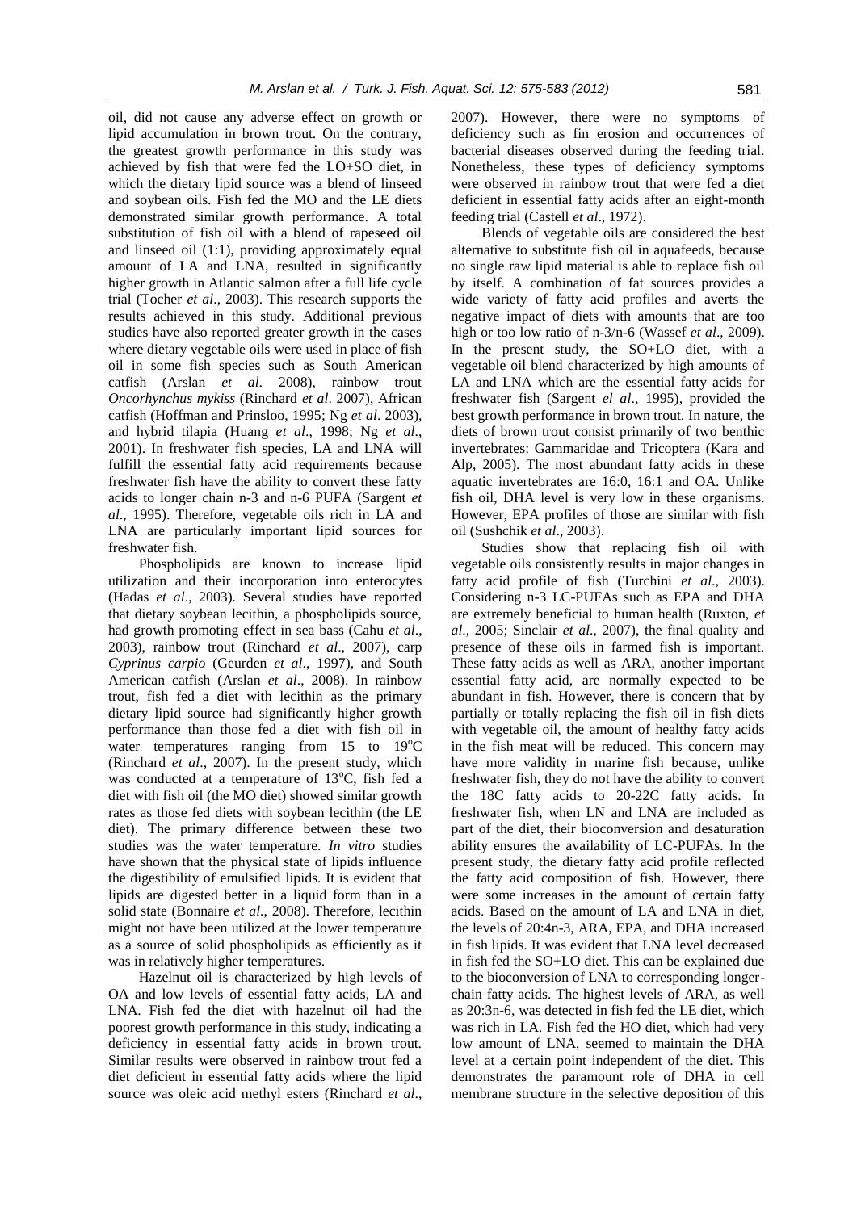oil, did not cause any adverse effect on growth or lipid accumulation in brown trout. On the contrary, the greatest growth performance in this study was achieved by fish that were fed the LO+SO diet, in which the dietary lipid source was a blend of linseed and soybean oils. Fish fed the MO and the LE diets demonstrated similar growth performance. A total substitution of fish oil with a blend of rapeseed oil and linseed oil (1:1), providing approximately equal amount of LA and LNA, resulted in significantly higher growth in Atlantic salmon after a full life cycle trial (Tocher *et al*., 2003). This research supports the results achieved in this study. Additional previous studies have also reported greater growth in the cases where dietary vegetable oils were used in place of fish oil in some fish species such as South American catfish (Arslan *et al*. 2008), rainbow trout *Oncorhynchus mykiss* (Rinchard *et al*. 2007), African catfish (Hoffman and Prinsloo, 1995; Ng *et al*. 2003), and hybrid tilapia (Huang *et al*., 1998; Ng *et al*., 2001). In freshwater fish species, LA and LNA will fulfill the essential fatty acid requirements because freshwater fish have the ability to convert these fatty acids to longer chain n-3 and n-6 PUFA (Sargent *et al*., 1995). Therefore, vegetable oils rich in LA and LNA are particularly important lipid sources for freshwater fish.

Phospholipids are known to increase lipid utilization and their incorporation into enterocytes (Hadas *et al*., 2003). Several studies have reported that dietary soybean lecithin, a phospholipids source, had growth promoting effect in sea bass (Cahu *et al*., 2003), rainbow trout (Rinchard *et al*., 2007), carp *Cyprinus carpio* (Geurden *et al*., 1997), and South American catfish (Arslan *et al*., 2008). In rainbow trout, fish fed a diet with lecithin as the primary dietary lipid source had significantly higher growth performance than those fed a diet with fish oil in water temperatures ranging from 15 to 19°C (Rinchard *et al*., 2007). In the present study, which was conducted at a temperature of 13°C, fish fed a diet with fish oil (the MO diet) showed similar growth rates as those fed diets with soybean lecithin (the LE diet). The primary difference between these two studies was the water temperature. *In vitro* studies have shown that the physical state of lipids influence the digestibility of emulsified lipids. It is evident that lipids are digested better in a liquid form than in a solid state (Bonnaire *et al*., 2008). Therefore, lecithin might not have been utilized at the lower temperature as a source of solid phospholipids as efficiently as it was in relatively higher temperatures.

Hazelnut oil is characterized by high levels of OA and low levels of essential fatty acids, LA and LNA. Fish fed the diet with hazelnut oil had the poorest growth performance in this study, indicating a deficiency in essential fatty acids in brown trout. Similar results were observed in rainbow trout fed a diet deficient in essential fatty acids where the lipid source was oleic acid methyl esters (Rinchard *et al*., 2007). However, there were no symptoms of deficiency such as fin erosion and occurrences of bacterial diseases observed during the feeding trial. Nonetheless, these types of deficiency symptoms were observed in rainbow trout that were fed a diet deficient in essential fatty acids after an eight-month feeding trial (Castell *et al*., 1972).

Blends of vegetable oils are considered the best alternative to substitute fish oil in aquafeeds, because no single raw lipid material is able to replace fish oil by itself. A combination of fat sources provides a wide variety of fatty acid profiles and averts the negative impact of diets with amounts that are too high or too low ratio of n-3/n-6 (Wassef *et al*., 2009). In the present study, the SO+LO diet, with a vegetable oil blend characterized by high amounts of LA and LNA which are the essential fatty acids for freshwater fish (Sargent *el al*., 1995), provided the best growth performance in brown trout. In nature, the diets of brown trout consist primarily of two benthic invertebrates: Gammaridae and Tricoptera (Kara and Alp, 2005). The most abundant fatty acids in these aquatic invertebrates are 16:0, 16:1 and OA. Unlike fish oil, DHA level is very low in these organisms. However, EPA profiles of those are similar with fish oil (Sushchik *et al*., 2003).

Studies show that replacing fish oil with vegetable oils consistently results in major changes in fatty acid profile of fish (Turchini *et al*., 2003). Considering n-3 LC-PUFAs such as EPA and DHA are extremely beneficial to human health (Ruxton, *et al*., 2005; Sinclair *et al*., 2007), the final quality and presence of these oils in farmed fish is important. These fatty acids as well as ARA, another important essential fatty acid, are normally expected to be abundant in fish. However, there is concern that by partially or totally replacing the fish oil in fish diets with vegetable oil, the amount of healthy fatty acids in the fish meat will be reduced. This concern may have more validity in marine fish because, unlike freshwater fish, they do not have the ability to convert the 18C fatty acids to 20-22C fatty acids. In freshwater fish, when LN and LNA are included as part of the diet, their bioconversion and desaturation ability ensures the availability of LC-PUFAs. In the present study, the dietary fatty acid profile reflected the fatty acid composition of fish. However, there were some increases in the amount of certain fatty acids. Based on the amount of LA and LNA in diet, the levels of 20:4n-3, ARA, EPA, and DHA increased in fish lipids. It was evident that LNA level decreased in fish fed the SO+LO diet. This can be explained due to the bioconversion of LNA to corresponding longer-chain fatty acids. The highest levels of ARA, as well as 20:3n-6, was detected in fish fed the LE diet, which was rich in LA. Fish fed the HO diet, which had very low amount of LNA, seemed to maintain the DHA level at a certain point independent of the diet. This demonstrates the paramount role of DHA in cell membrane structure in the selective deposition of this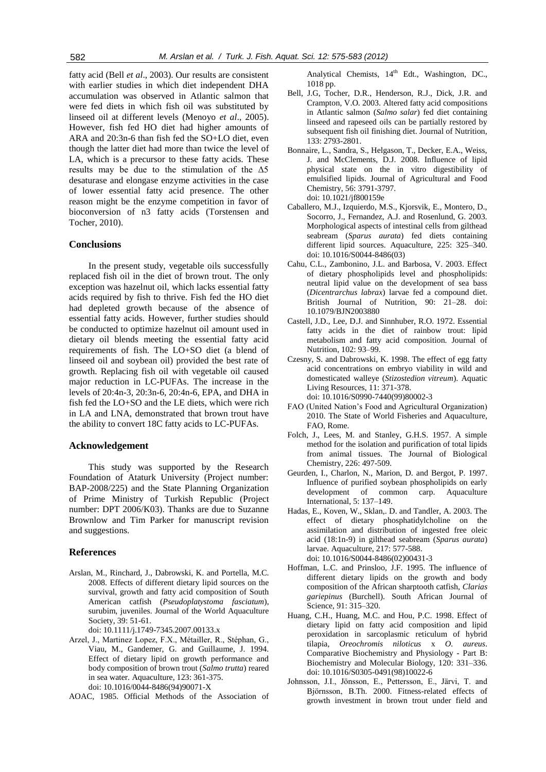fatty acid (Bell *et al*., 2003). Our results are consistent with earlier studies in which diet independent DHA accumulation was observed in Atlantic salmon that were fed diets in which fish oil was substituted by linseed oil at different levels (Menoyo *et al*., 2005). However, fish fed HO diet had higher amounts of ARA and 20:3n-6 than fish fed the SO+LO diet, even though the latter diet had more than twice the level of LA, which is a precursor to these fatty acids. These results may be due to the stimulation of the $\Delta 5$ desaturase and elongase enzyme activities in the case of lower essential fatty acid presence. The other reason might be the enzyme competition in favor of bioconversion of n3 fatty acids (Torstensen and Tocher, 2010).

## Conclusions

In the present study, vegetable oils successfully replaced fish oil in the diet of brown trout. The only exception was hazelnut oil, which lacks essential fatty acids required by fish to thrive. Fish fed the HO diet had depleted growth because of the absence of essential fatty acids. However, further studies should be conducted to optimize hazelnut oil amount used in dietary oil blends meeting the essential fatty acid requirements of fish. The LO+SO diet (a blend of linseed oil and soybean oil) provided the best rate of growth. Replacing fish oil with vegetable oil caused major reduction in LC-PUFAs. The increase in the levels of 20:4n-3, 20:3n-6, 20:4n-6, EPA, and DHA in fish fed the LO+SO and the LE diets, which were rich in LA and LNA, demonstrated that brown trout have the ability to convert 18C fatty acids to LC-PUFAs.

## Acknowledgement

This study was supported by the Research Foundation of Ataturk University (Project number: BAP-2008/225) and the State Planning Organization of Prime Ministry of Turkish Republic (Project number: DPT 2006/K03). Thanks are due to Suzanne Brownlow and Tim Parker for manuscript revision and suggestions.

## References

Arslan, M., Rinchard, J., Dabrowski, K. and Portella, M.C. 2008. Effects of different dietary lipid sources on the survival, growth and fatty acid composition of South American catfish (*Pseudoplatystoma fasciatum*), surubim, juveniles. Journal of the World Aquaculture Society, 39: 51-61. doi: 10.1111/j.1749-7345.2007.00133.x

Arzel, J., Martinez Lopez, F.X., Métailler, R., Stéphan, G., Viau, M., Gandemer, G. and Guillaume, J. 1994. Effect of dietary lipid on growth performance and body composition of brown trout (*Salmo trutta*) reared in sea water. Aquaculture, 123: 361-375. doi: 10.1016/0044-8486(94)90071-X

AOAC, 1985. Official Methods of the Association of Analytical Chemists, 14th Edt., Washington, DC., 1018 pp.

Bell, J.G, Tocher, D.R., Henderson, R.J., Dick, J.R. and Crampton, V.O. 2003. Altered fatty acid compositions in Atlantic salmon (*Salmo salar*) fed diet containing linseed and rapeseed oils can be partially restored by subsequent fish oil finishing diet. Journal of Nutrition, 133: 2793-2801.

Bonnaire, L., Sandra, S., Helgason, T., Decker, E.A., Weiss, J. and McClements, D.J. 2008. Influence of lipid physical state on the in vitro digestibility of emulsified lipids. Journal of Agricultural and Food Chemistry, 56: 3791-3797. doi: 10.1021/jf800159e

Caballero, M.J., Izquierdo, M.S., Kjorsvik, E., Montero, D., Socorro, J., Fernandez, A.J. and Rosenlund, G. 2003. Morphological aspects of intestinal cells from gilthead seabream (*Sparus aurata*) fed diets containing different lipid sources. Aquaculture, 225: 325–340. doi: 10.1016/S0044-8486(03)

Cahu, C.L., Zambonino, J.L. and Barbosa, V. 2003. Effect of dietary phospholipids level and phospholipids: neutral lipid value on the development of sea bass (*Dicentrarchus labrax*) larvae fed a compound diet. British Journal of Nutrition, 90: 21–28. doi: 10.1079/BJN2003880

Castell, J.D., Lee, D.J. and Sinnhuber, R.O. 1972. Essential fatty acids in the diet of rainbow trout: lipid metabolism and fatty acid composition. Journal of Nutrition, 102: 93–99.

Czesny, S. and Dabrowski, K. 1998. The effect of egg fatty acid concentrations on embryo viability in wild and domesticated walleye (*Stizostedion vitreum*). Aquatic Living Resources, 11: 371-378. doi: 10.1016/S0990-7440(99)80002-3

FAO (United Nation's Food and Agricultural Organization) 2010. The State of World Fisheries and Aquaculture, FAO, Rome.

Folch, J., Lees, M. and Stanley, G.H.S. 1957. A simple method for the isolation and purification of total lipids from animal tissues. The Journal of Biological Chemistry, 226: 497-509.

Geurden, I., Charlon, N., Marion, D. and Bergot, P. 1997. Influence of purified soybean phospholipids on early development of common carp. Aquaculture International, 5: 137–149.

Hadas, E., Koven, W., Sklan,. D. and Tandler, A. 2003. The effect of dietary phosphatidylcholine on the assimilation and distribution of ingested free oleic acid (18:1n-9) in gilthead seabream (*Sparus aurata*) larvae. Aquaculture, 217: 577-588. doi: 10.1016/S0044-8486(02)00431-3

Hoffman, L.C. and Prinsloo, J.F. 1995. The influence of different dietary lipids on the growth and body composition of the African sharptooth catfish, *Clarias gariepinus* (Burchell). South African Journal of Science, 91: 315–320.

Huang, C.H., Huang, M.C. and Hou, P.C. 1998. Effect of dietary lipid on fatty acid composition and lipid peroxidation in sarcoplasmic reticulum of hybrid tilapia, *Oreochromis niloticus* x *O. aureus*. Comparative Biochemistry and Physiology - Part B: Biochemistry and Molecular Biology, 120: 331–336. doi: 10.1016/S0305-0491(98)10022-6

Johnsson, J.I., Jönsson, E., Pettersson, E., Järvi, T. and Björnsson, B.Th. 2000. Fitness-related effects of growth investment in brown trout under field and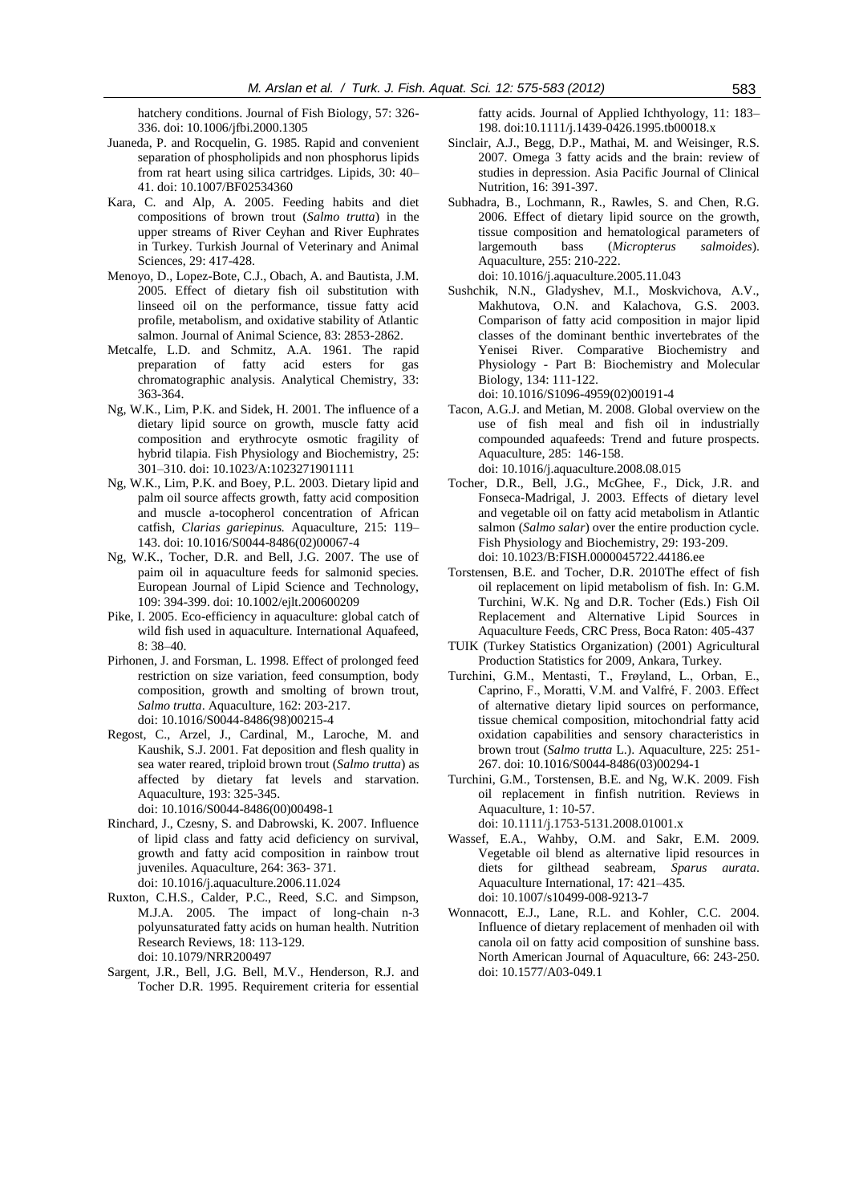hatchery conditions. Journal of Fish Biology, 57: 326-336. doi: 10.1006/jfbi.2000.1305

Juaneda, P. and Rocquelin, G. 1985. Rapid and convenient separation of phospholipids and non phosphorus lipids from rat heart using silica cartridges. Lipids, 30: 40–41. doi: 10.1007/BF02534360

Kara, C. and Alp, A. 2005. Feeding habits and diet compositions of brown trout (*Salmo trutta*) in the upper streams of River Ceyhan and River Euphrates in Turkey. Turkish Journal of Veterinary and Animal Sciences, 29: 417-428.

Menoyo, D., Lopez-Bote, C.J., Obach, A. and Bautista, J.M. 2005. Effect of dietary fish oil substitution with linseed oil on the performance, tissue fatty acid profile, metabolism, and oxidative stability of Atlantic salmon. Journal of Animal Science, 83: 2853-2862.

Metcalfe, L.D. and Schmitz, A.A. 1961. The rapid preparation of fatty acid esters for gas chromatographic analysis. Analytical Chemistry, 33: 363-364.

Ng, W.K., Lim, P.K. and Sidek, H. 2001. The influence of a dietary lipid source on growth, muscle fatty acid composition and erythrocyte osmotic fragility of hybrid tilapia. Fish Physiology and Biochemistry, 25: 301–310. doi: 10.1023/A:1023271901111

Ng, W.K., Lim, P.K. and Boey, P.L. 2003. Dietary lipid and palm oil source affects growth, fatty acid composition and muscle a-tocopherol concentration of African catfish, *Clarias gariepinus.* Aquaculture, 215: 119–143. doi: 10.1016/S0044-8486(02)00067-4

Ng, W.K., Tocher, D.R. and Bell, J.G. 2007. The use of paim oil in aquaculture feeds for salmonid species. European Journal of Lipid Science and Technology, 109: 394-399. doi: 10.1002/ejlt.200600209

Pike, I. 2005. Eco-efficiency in aquaculture: global catch of wild fish used in aquaculture. International Aquafeed, 8: 38–40.

Pirhonen, J. and Forsman, L. 1998. Effect of prolonged feed restriction on size variation, feed consumption, body composition, growth and smolting of brown trout, *Salmo trutta*. Aquaculture, 162: 203-217. doi: 10.1016/S0044-8486(98)00215-4

Regost, C., Arzel, J., Cardinal, M., Laroche, M. and Kaushik, S.J. 2001. Fat deposition and flesh quality in sea water reared, triploid brown trout (*Salmo trutta*) as affected by dietary fat levels and starvation. Aquaculture, 193: 325-345. doi: 10.1016/S0044-8486(00)00498-1

Rinchard, J., Czesny, S. and Dabrowski, K. 2007. Influence of lipid class and fatty acid deficiency on survival, growth and fatty acid composition in rainbow trout juveniles. Aquaculture, 264: 363- 371. doi: 10.1016/j.aquaculture.2006.11.024

Ruxton, C.H.S., Calder, P.C., Reed, S.C. and Simpson, M.J.A. 2005. The impact of long-chain n-3 polyunsaturated fatty acids on human health. Nutrition Research Reviews, 18: 113-129. doi: 10.1079/NRR200497

Sargent, J.R., Bell, J.G. Bell, M.V., Henderson, R.J. and Tocher D.R. 1995. Requirement criteria for essential fatty acids. Journal of Applied Ichthyology, 11: 183–198. doi:10.1111/j.1439-0426.1995.tb00018.x

Sinclair, A.J., Begg, D.P., Mathai, M. and Weisinger, R.S. 2007. Omega 3 fatty acids and the brain: review of studies in depression. Asia Pacific Journal of Clinical Nutrition, 16: 391-397.

Subhadra, B., Lochmann, R., Rawles, S. and Chen, R.G. 2006. Effect of dietary lipid source on the growth, tissue composition and hematological parameters of largemouth bass (*Micropterus salmoides*). Aquaculture, 255: 210-222. doi: 10.1016/j.aquaculture.2005.11.043

Sushchik, N.N., Gladyshev, M.I., Moskvichova, A.V., Makhutova, O.N. and Kalachova, G.S. 2003. Comparison of fatty acid composition in major lipid classes of the dominant benthic invertebrates of the Yenisei River. Comparative Biochemistry and Physiology - Part B: Biochemistry and Molecular Biology, 134: 111-122. doi: 10.1016/S1096-4959(02)00191-4

Tacon, A.G.J. and Metian, M. 2008. Global overview on the use of fish meal and fish oil in industrially compounded aquafeeds: Trend and future prospects. Aquaculture, 285: 146-158. doi: 10.1016/j.aquaculture.2008.08.015

Tocher, D.R., Bell, J.G., McGhee, F., Dick, J.R. and Fonseca-Madrigal, J. 2003. Effects of dietary level and vegetable oil on fatty acid metabolism in Atlantic salmon (*Salmo salar*) over the entire production cycle. Fish Physiology and Biochemistry, 29: 193-209. doi: 10.1023/B:FISH.0000045722.44186.ee

Torstensen, B.E. and Tocher, D.R. 2010The effect of fish oil replacement on lipid metabolism of fish. In: G.M. Turchini, W.K. Ng and D.R. Tocher (Eds.) Fish Oil Replacement and Alternative Lipid Sources in Aquaculture Feeds, CRC Press, Boca Raton: 405-437

TUIK (Turkey Statistics Organization) (2001) Agricultural Production Statistics for 2009, Ankara, Turkey.

Turchini, G.M., Mentasti, T., Frøyland, L., Orban, E., Caprino, F., Moratti, V.M. and Valfré, F. 2003. Effect of alternative dietary lipid sources on performance, tissue chemical composition, mitochondrial fatty acid oxidation capabilities and sensory characteristics in brown trout (*Salmo trutta* L.). Aquaculture, 225: 251-267. doi: 10.1016/S0044-8486(03)00294-1

Turchini, G.M., Torstensen, B.E. and Ng, W.K. 2009. Fish oil replacement in finfish nutrition. Reviews in Aquaculture, 1: 10-57. doi: 10.1111/j.1753-5131.2008.01001.x

Wassef, E.A., Wahby, O.M. and Sakr, E.M. 2009. Vegetable oil blend as alternative lipid resources in diets for gilthead seabream, *Sparus aurata*. Aquaculture International, 17: 421–435. doi: 10.1007/s10499-008-9213-7

Wonnacott, E.J., Lane, R.L. and Kohler, C.C. 2004. Influence of dietary replacement of menhaden oil with canola oil on fatty acid composition of sunshine bass. North American Journal of Aquaculture, 66: 243-250. doi: 10.1577/A03-049.1